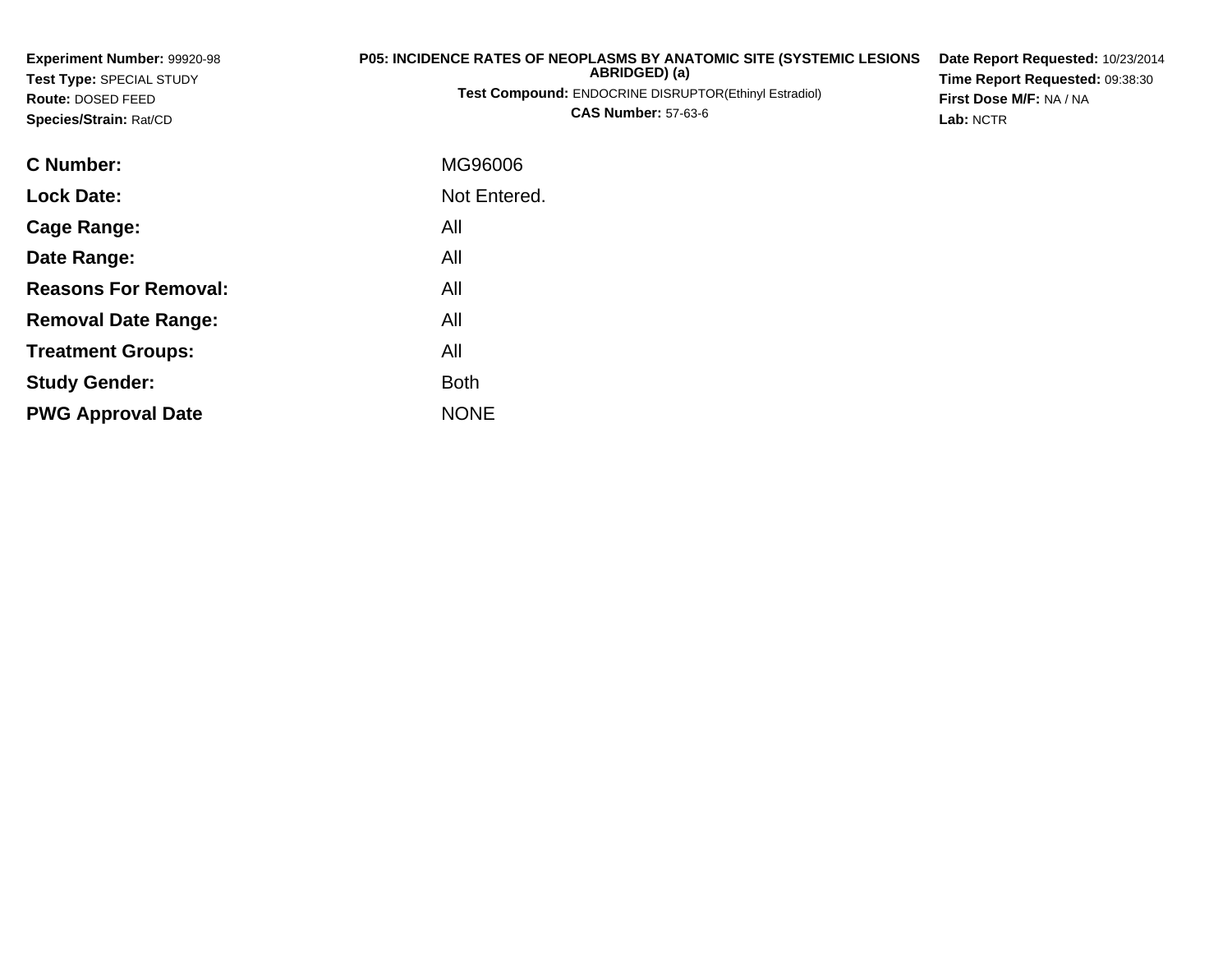**Experiment Number:** 99920-98
**Test Type:** SPECIAL STUDY
**Route:** DOSED FEED
**Species/Strain:** Rat/CD

**P05: INCIDENCE RATES OF NEOPLASMS BY ANATOMIC SITE (SYSTEMIC LESIONS ABRIDGED) (a)**
**Test Compound:** ENDOCRINE DISRUPTOR(Ethinyl Estradiol)
**CAS Number:** 57-63-6

**Date Report Requested:** 10/23/2014
**Time Report Requested:** 09:38:30
**First Dose M/F:** NA / NA
**Lab:** NCTR

| | |
|---|---|
| **C Number:** | MG96006 |
| **Lock Date:** | Not Entered. |
| **Cage Range:** | All |
| **Date Range:** | All |
| **Reasons For Removal:** | All |
| **Removal Date Range:** | All |
| **Treatment Groups:** | All |
| **Study Gender:** | Both |
| **PWG Approval Date** | NONE |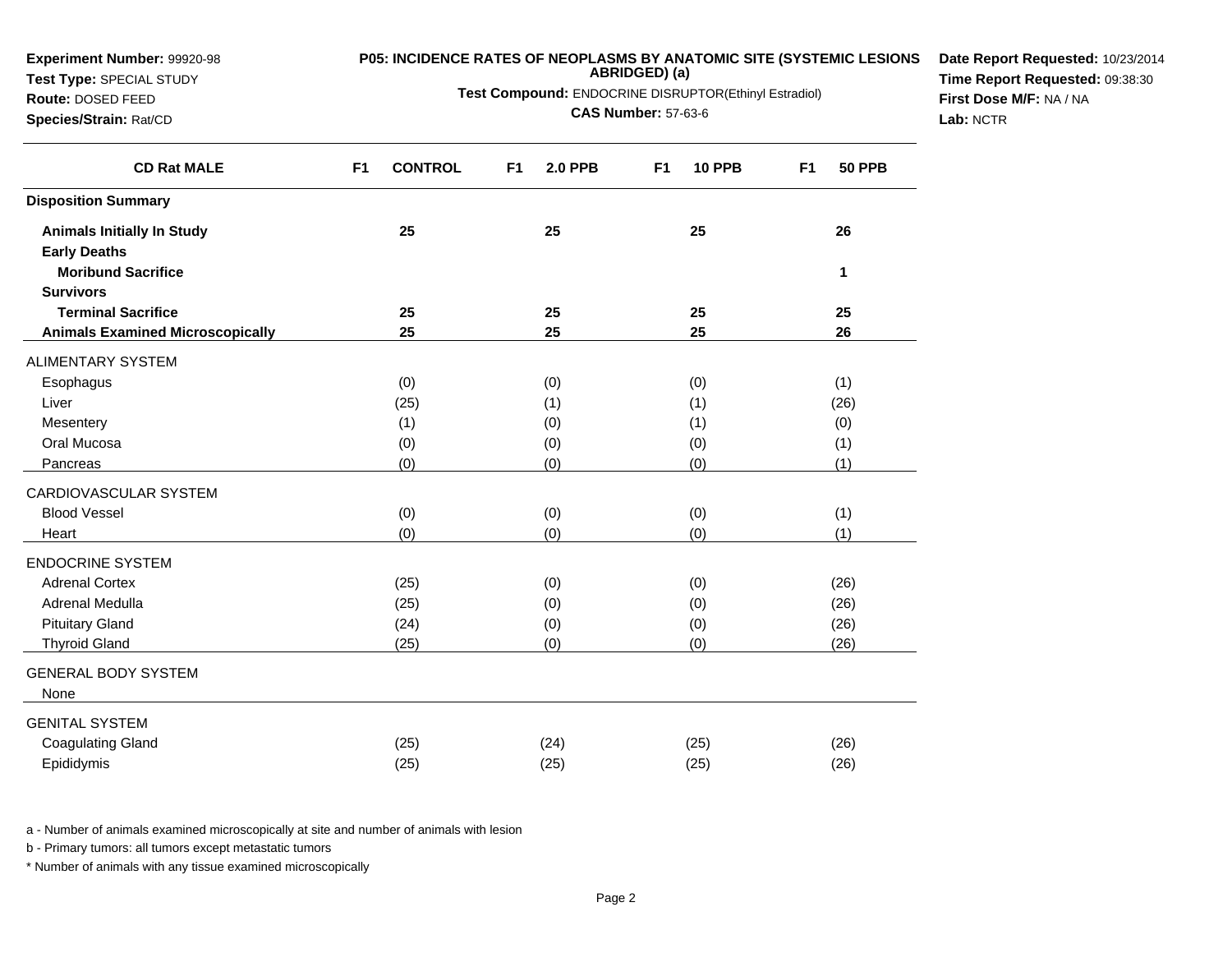**Experiment Number:** 99920-98
**Test Type:** SPECIAL STUDY
**Route:** DOSED FEED
**Species/Strain:** Rat/CD

**P05: INCIDENCE RATES OF NEOPLASMS BY ANATOMIC SITE (SYSTEMIC LESIONS ABRIDGED) (a)**
**Test Compound:** ENDOCRINE DISRUPTOR(Ethinyl Estradiol)
**CAS Number:** 57-63-6

**Date Report Requested:** 10/23/2014
**Time Report Requested:** 09:38:30
**First Dose M/F:** NA / NA
**Lab:** NCTR

| CD Rat MALE | F1 CONTROL | F1 2.0 PPB | F1 10 PPB | F1 50 PPB |
|---|---|---|---|---|
| **Disposition Summary** | | | | |
| **Animals Initially In Study** | **25** | **25** | **25** | **26** |
| **Early Deaths** | | | | |
| **Moribund Sacrifice** | | | | **1** |
| **Survivors** | | | | |
| **Terminal Sacrifice** | **25** | **25** | **25** | **25** |
| **Animals Examined Microscopically** | **25** | **25** | **25** | **26** |
| ALIMENTARY SYSTEM | | | | |
| Esophagus | (0) | (0) | (0) | (1) |
| Liver | (25) | (1) | (1) | (26) |
| Mesentery | (1) | (0) | (1) | (0) |
| Oral Mucosa | (0) | (0) | (0) | (1) |
| Pancreas | (0) | (0) | (0) | (1) |
| CARDIOVASCULAR SYSTEM | | | | |
| Blood Vessel | (0) | (0) | (0) | (1) |
| Heart | (0) | (0) | (0) | (1) |
| ENDOCRINE SYSTEM | | | | |
| Adrenal Cortex | (25) | (0) | (0) | (26) |
| Adrenal Medulla | (25) | (0) | (0) | (26) |
| Pituitary Gland | (24) | (0) | (0) | (26) |
| Thyroid Gland | (25) | (0) | (0) | (26) |
| GENERAL BODY SYSTEM | | | | |
| None | | | | |
| GENITAL SYSTEM | | | | |
| Coagulating Gland | (25) | (24) | (25) | (26) |
| Epididymis | (25) | (25) | (25) | (26) |

a - Number of animals examined microscopically at site and number of animals with lesion

b - Primary tumors: all tumors except metastatic tumors

* Number of animals with any tissue examined microscopically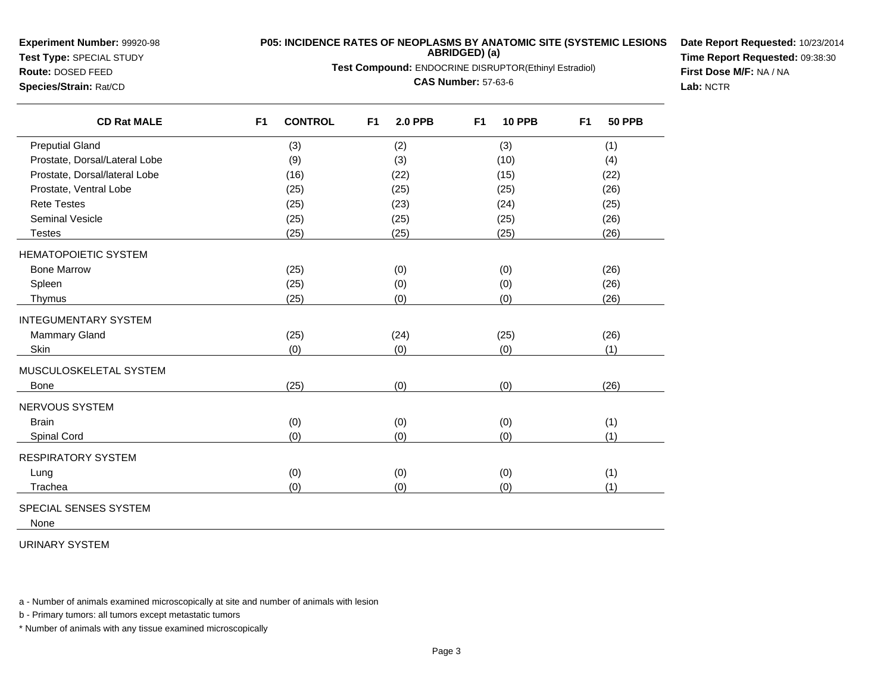**Experiment Number:** 99920-98
**Test Type:** SPECIAL STUDY
**Route:** DOSED FEED
**Species/Strain:** Rat/CD

**P05: INCIDENCE RATES OF NEOPLASMS BY ANATOMIC SITE (SYSTEMIC LESIONS ABRIDGED) (a)**

**Test Compound:** ENDOCRINE DISRUPTOR(Ethinyl Estradiol)

**CAS Number:** 57-63-6

**Date Report Requested:** 10/23/2014
**Time Report Requested:** 09:38:30
**First Dose M/F:** NA / NA
**Lab:** NCTR

| CD Rat MALE | F1 CONTROL | F1 2.0 PPB | F1 10 PPB | F1 50 PPB |
|---|---|---|---|---|
| Preputial Gland | (3) | (2) | (3) | (1) |
| Prostate, Dorsal/Lateral Lobe | (9) | (3) | (10) | (4) |
| Prostate, Dorsal/lateral Lobe | (16) | (22) | (15) | (22) |
| Prostate, Ventral Lobe | (25) | (25) | (25) | (26) |
| Rete Testes | (25) | (23) | (24) | (25) |
| Seminal Vesicle | (25) | (25) | (25) | (26) |
| Testes | (25) | (25) | (25) | (26) |
| HEMATOPOIETIC SYSTEM | | | | |
| Bone Marrow | (25) | (0) | (0) | (26) |
| Spleen | (25) | (0) | (0) | (26) |
| Thymus | (25) | (0) | (0) | (26) |
| INTEGUMENTARY SYSTEM | | | | |
| Mammary Gland | (25) | (24) | (25) | (26) |
| Skin | (0) | (0) | (0) | (1) |
| MUSCULOSKELETAL SYSTEM | | | | |
| Bone | (25) | (0) | (0) | (26) |
| NERVOUS SYSTEM | | | | |
| Brain | (0) | (0) | (0) | (1) |
| Spinal Cord | (0) | (0) | (0) | (1) |
| RESPIRATORY SYSTEM | | | | |
| Lung | (0) | (0) | (0) | (1) |
| Trachea | (0) | (0) | (0) | (1) |
| SPECIAL SENSES SYSTEM | | | | |
| None | | | | |
| URINARY SYSTEM | | | | |

a - Number of animals examined microscopically at site and number of animals with lesion

b - Primary tumors: all tumors except metastatic tumors

* Number of animals with any tissue examined microscopically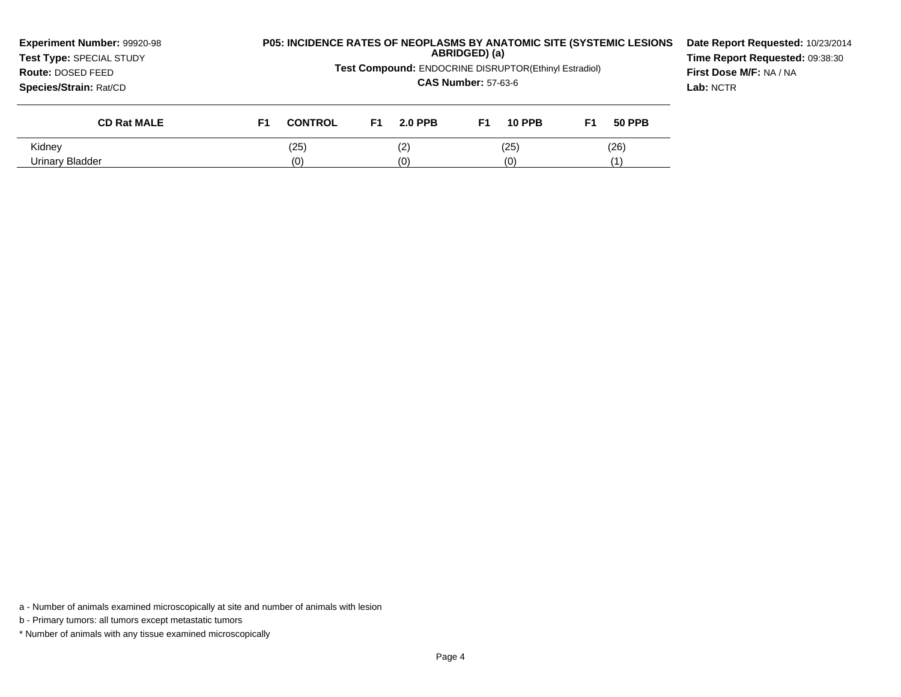**Experiment Number:** 99920-98
**Test Type:** SPECIAL STUDY
**Route:** DOSED FEED
**Species/Strain:** Rat/CD

**P05: INCIDENCE RATES OF NEOPLASMS BY ANATOMIC SITE (SYSTEMIC LESIONS ABRIDGED) (a)**

**Test Compound:** ENDOCRINE DISRUPTOR(Ethinyl Estradiol)

**CAS Number:** 57-63-6

**Date Report Requested:** 10/23/2014
**Time Report Requested:** 09:38:30
**First Dose M/F:** NA / NA
**Lab:** NCTR

| CD Rat MALE | F1 CONTROL | F1 2.0 PPB | F1 10 PPB | F1 50 PPB |
|---|---|---|---|---|
| Kidney | (25) | (2) | (25) | (26) |
| Urinary Bladder | (0) | (0) | (0) | (1) |

a - Number of animals examined microscopically at site and number of animals with lesion

b - Primary tumors: all tumors except metastatic tumors

* Number of animals with any tissue examined microscopically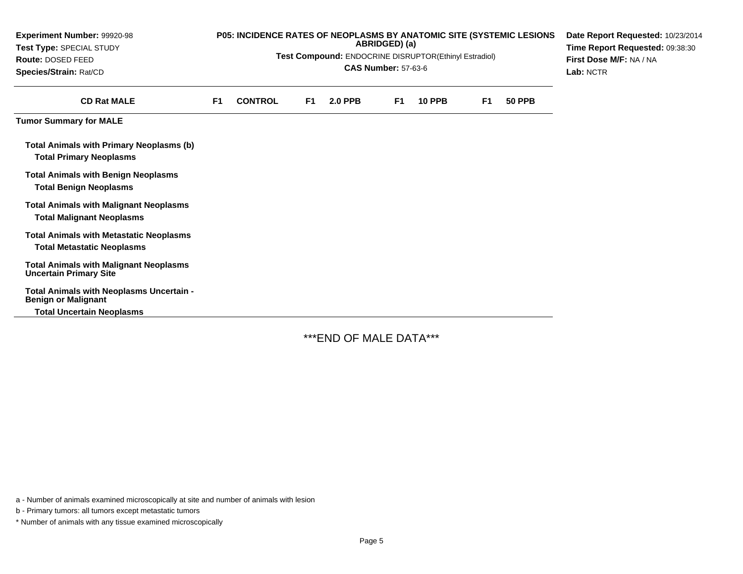**Experiment Number:** 99920-98
**Test Type:** SPECIAL STUDY
**Route:** DOSED FEED
**Species/Strain:** Rat/CD

**P05: INCIDENCE RATES OF NEOPLASMS BY ANATOMIC SITE (SYSTEMIC LESIONS ABRIDGED) (a)**

**Test Compound:** ENDOCRINE DISRUPTOR(Ethinyl Estradiol)

**CAS Number:** 57-63-6

**Date Report Requested:** 10/23/2014
**Time Report Requested:** 09:38:30
**First Dose M/F:** NA / NA
**Lab:** NCTR

| CD Rat MALE | F1 CONTROL | F1 2.0 PPB | F1 10 PPB | F1 50 PPB |
|---|---|---|---|---|
| **Tumor Summary for MALE** | | | | |
| **Total Animals with Primary Neoplasms (b)** | | | | |
| **Total Primary Neoplasms** | | | | |
| **Total Animals with Benign Neoplasms** | | | | |
| **Total Benign Neoplasms** | | | | |
| **Total Animals with Malignant Neoplasms** | | | | |
| **Total Malignant Neoplasms** | | | | |
| **Total Animals with Metastatic Neoplasms** | | | | |
| **Total Metastatic Neoplasms** | | | | |
| **Total Animals with Malignant Neoplasms Uncertain Primary Site** | | | | |
| **Total Animals with Neoplasms Uncertain - Benign or Malignant** | | | | |
| **Total Uncertain Neoplasms** | | | | |

***END OF MALE DATA***

a - Number of animals examined microscopically at site and number of animals with lesion

b - Primary tumors: all tumors except metastatic tumors

* Number of animals with any tissue examined microscopically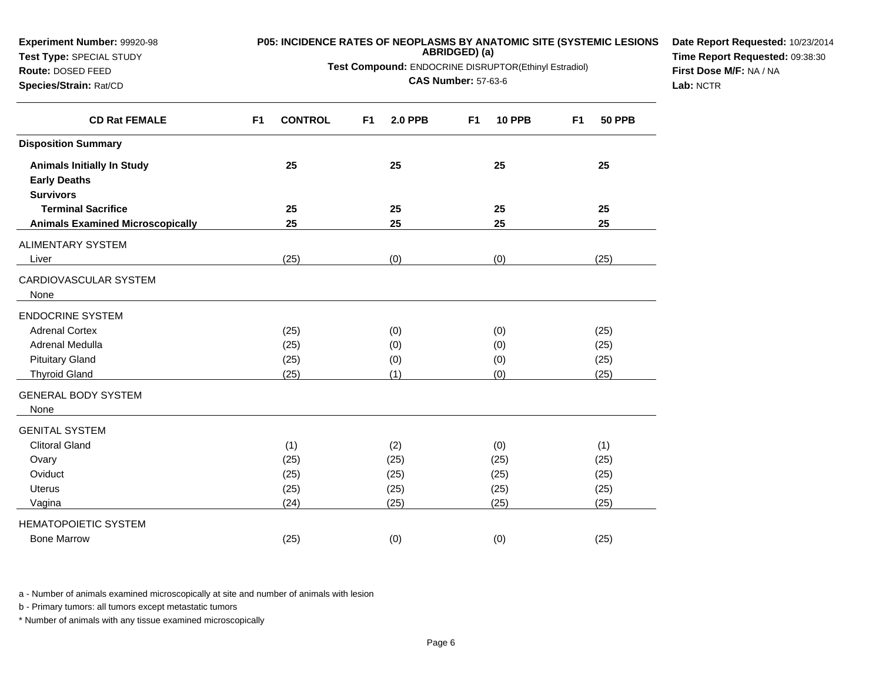**Experiment Number:** 99920-98
**Test Type:** SPECIAL STUDY
**Route:** DOSED FEED
**Species/Strain:** Rat/CD

**P05: INCIDENCE RATES OF NEOPLASMS BY ANATOMIC SITE (SYSTEMIC LESIONS ABRIDGED) (a)**

**Test Compound:** ENDOCRINE DISRUPTOR(Ethinyl Estradiol)

**CAS Number:** 57-63-6

**Date Report Requested:** 10/23/2014
**Time Report Requested:** 09:38:30
**First Dose M/F:** NA / NA
**Lab:** NCTR

| CD Rat FEMALE | F1 CONTROL | F1 2.0 PPB | F1 10 PPB | F1 50 PPB |
|---|---|---|---|---|
| **Disposition Summary** | | | | |
| **Animals Initially In Study** | **25** | **25** | **25** | **25** |
| **Early Deaths** | | | | |
| **Survivors** | | | | |
| **Terminal Sacrifice** | **25** | **25** | **25** | **25** |
| **Animals Examined Microscopically** | **25** | **25** | **25** | **25** |
| ALIMENTARY SYSTEM | | | | |
| Liver | (25) | (0) | (0) | (25) |
| CARDIOVASCULAR SYSTEM | | | | |
| None | | | | |
| ENDOCRINE SYSTEM | | | | |
| Adrenal Cortex | (25) | (0) | (0) | (25) |
| Adrenal Medulla | (25) | (0) | (0) | (25) |
| Pituitary Gland | (25) | (0) | (0) | (25) |
| Thyroid Gland | (25) | (1) | (0) | (25) |
| GENERAL BODY SYSTEM | | | | |
| None | | | | |
| GENITAL SYSTEM | | | | |
| Clitoral Gland | (1) | (2) | (0) | (1) |
| Ovary | (25) | (25) | (25) | (25) |
| Oviduct | (25) | (25) | (25) | (25) |
| Uterus | (25) | (25) | (25) | (25) |
| Vagina | (24) | (25) | (25) | (25) |
| HEMATOPOIETIC SYSTEM | | | | |
| Bone Marrow | (25) | (0) | (0) | (25) |

a - Number of animals examined microscopically at site and number of animals with lesion

b - Primary tumors: all tumors except metastatic tumors

* Number of animals with any tissue examined microscopically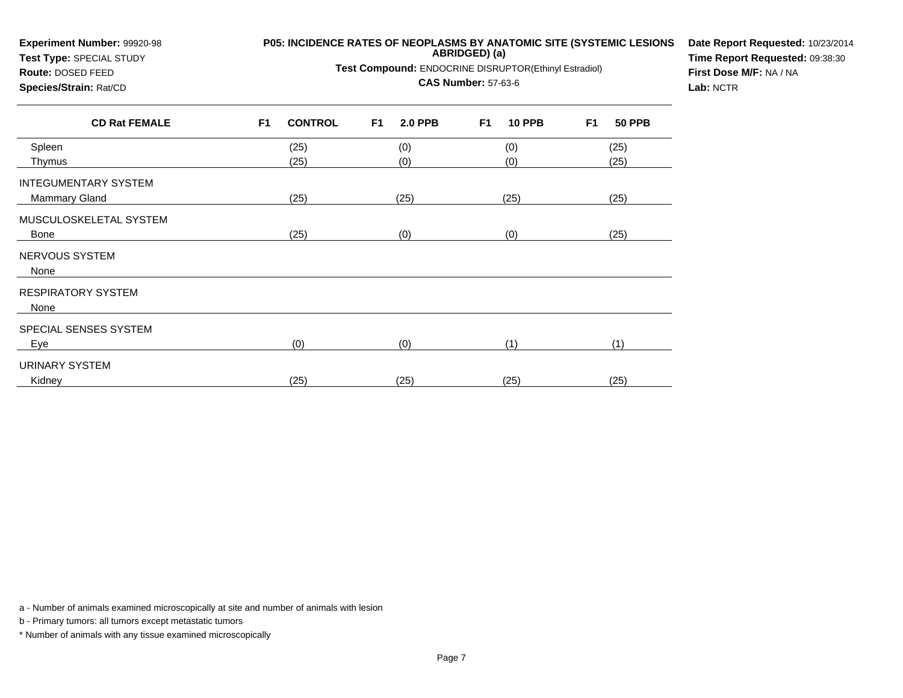**Experiment Number:** 99920-98
**Test Type:** SPECIAL STUDY
**Route:** DOSED FEED
**Species/Strain:** Rat/CD

**P05: INCIDENCE RATES OF NEOPLASMS BY ANATOMIC SITE (SYSTEMIC LESIONS ABRIDGED) (a)**

**Test Compound:** ENDOCRINE DISRUPTOR(Ethinyl Estradiol)

**CAS Number:** 57-63-6

**Date Report Requested:** 10/23/2014
**Time Report Requested:** 09:38:30
**First Dose M/F:** NA / NA
**Lab:** NCTR

| CD Rat FEMALE | F1 CONTROL | F1 2.0 PPB | F1 10 PPB | F1 50 PPB |
|---|---|---|---|---|
| Spleen | (25) | (0) | (0) | (25) |
| Thymus | (25) | (0) | (0) | (25) |
| INTEGUMENTARY SYSTEM | | | | |
| Mammary Gland | (25) | (25) | (25) | (25) |
| MUSCULOSKELETAL SYSTEM | | | | |
| Bone | (25) | (0) | (0) | (25) |
| NERVOUS SYSTEM | | | | |
| None | | | | |
| RESPIRATORY SYSTEM | | | | |
| None | | | | |
| SPECIAL SENSES SYSTEM | | | | |
| Eye | (0) | (0) | (1) | (1) |
| URINARY SYSTEM | | | | |
| Kidney | (25) | (25) | (25) | (25) |

a - Number of animals examined microscopically at site and number of animals with lesion

b - Primary tumors: all tumors except metastatic tumors

* Number of animals with any tissue examined microscopically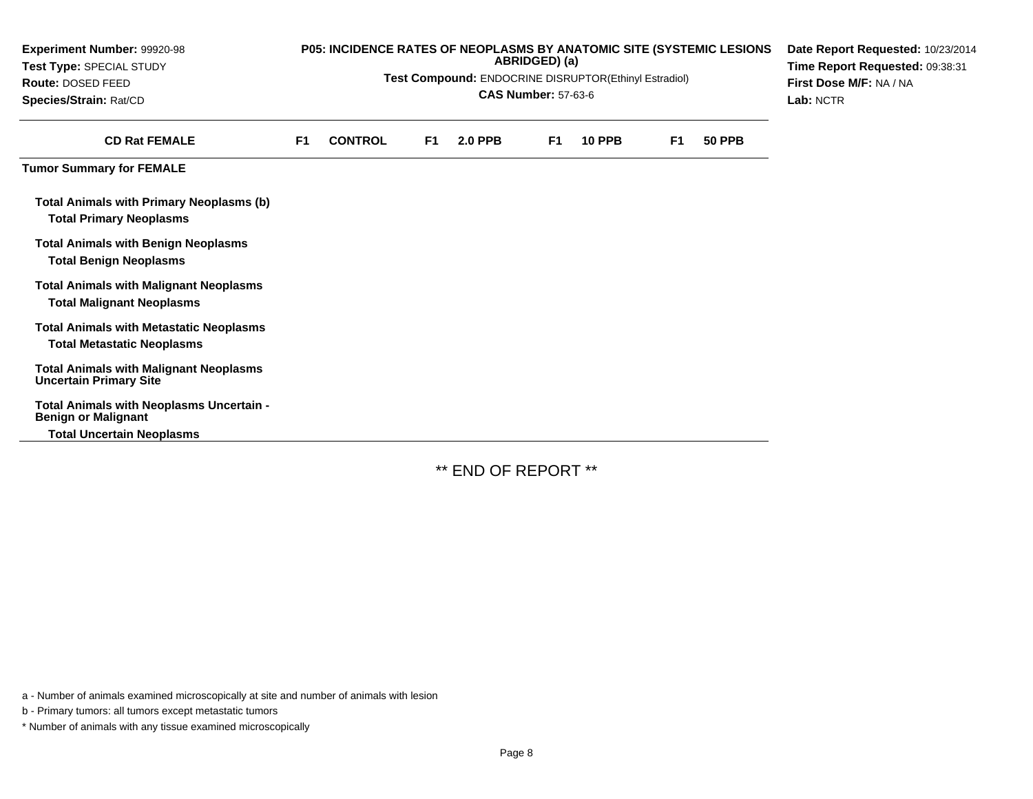**Experiment Number:** 99920-98
**Test Type:** SPECIAL STUDY
**Route:** DOSED FEED
**Species/Strain:** Rat/CD

**P05: INCIDENCE RATES OF NEOPLASMS BY ANATOMIC SITE (SYSTEMIC LESIONS ABRIDGED) (a)**

**Test Compound:** ENDOCRINE DISRUPTOR(Ethinyl Estradiol)

**CAS Number:** 57-63-6

**Date Report Requested:** 10/23/2014
**Time Report Requested:** 09:38:31
**First Dose M/F:** NA / NA
**Lab:** NCTR

| CD Rat FEMALE | F1 | CONTROL | F1 | 2.0 PPB | F1 | 10 PPB | F1 | 50 PPB |
|---|---|---|---|---|---|---|---|---|
| **Tumor Summary for FEMALE** | | | | | | | | |
| **Total Animals with Primary Neoplasms (b)** | | | | | | | | |
| **Total Primary Neoplasms** | | | | | | | | |
| **Total Animals with Benign Neoplasms** | | | | | | | | |
| **Total Benign Neoplasms** | | | | | | | | |
| **Total Animals with Malignant Neoplasms** | | | | | | | | |
| **Total Malignant Neoplasms** | | | | | | | | |
| **Total Animals with Metastatic Neoplasms** | | | | | | | | |
| **Total Metastatic Neoplasms** | | | | | | | | |
| **Total Animals with Malignant Neoplasms Uncertain Primary Site** | | | | | | | | |
| **Total Animals with Neoplasms Uncertain - Benign or Malignant** | | | | | | | | |
| **Total Uncertain Neoplasms** | | | | | | | | |

** END OF REPORT **

a - Number of animals examined microscopically at site and number of animals with lesion

b - Primary tumors: all tumors except metastatic tumors

* Number of animals with any tissue examined microscopically